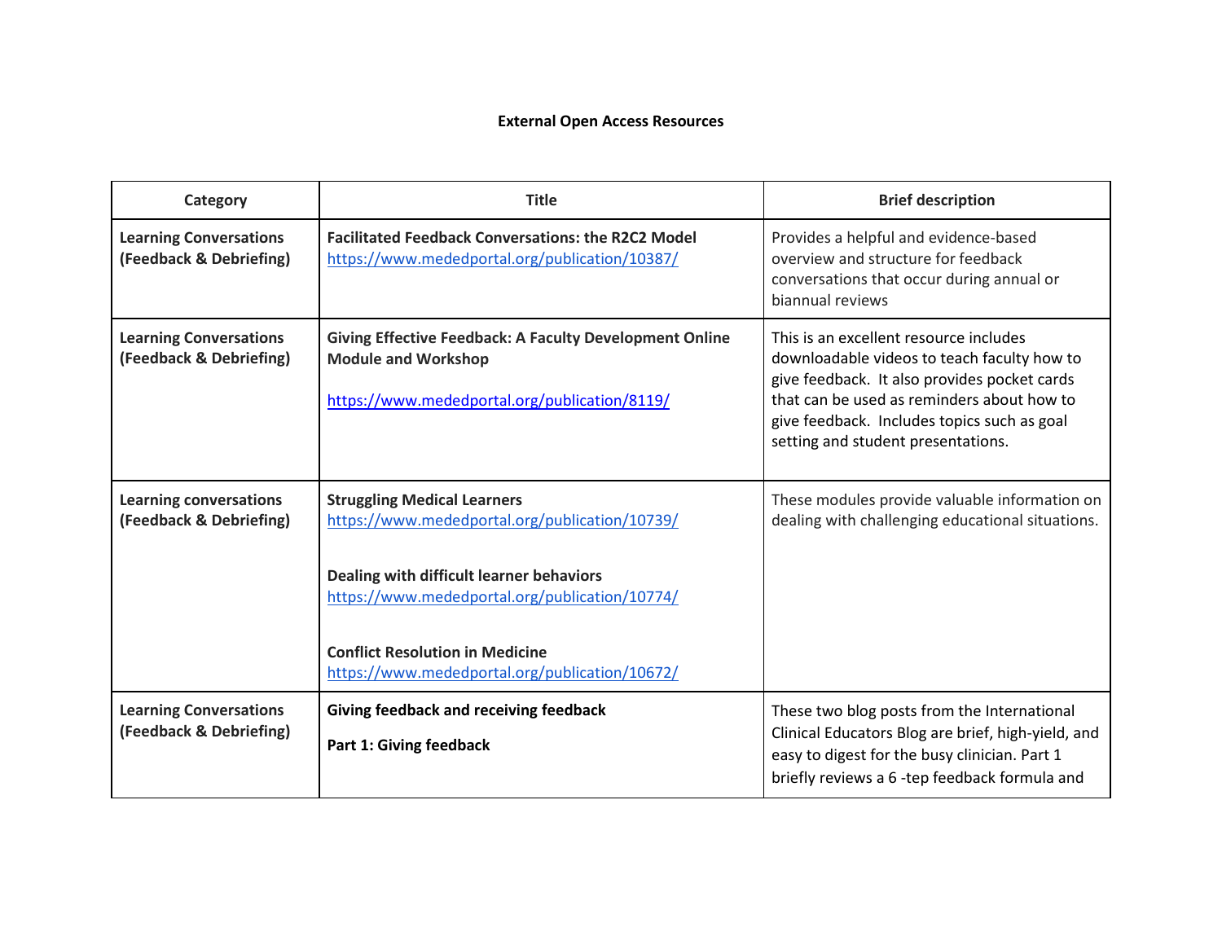**External Open Access Resources**

| Category | Title | Brief description |
|---|---|---|
| **Learning Conversations (Feedback & Debriefing)** | **Facilitated Feedback Conversations: the R2C2 Model** https://www.mededportal.org/publication/10387/ | Provides a helpful and evidence-based overview and structure for feedback conversations that occur during annual or biannual reviews |
| **Learning Conversations (Feedback & Debriefing)** | **Giving Effective Feedback: A Faculty Development Online Module and Workshop** https://www.mededportal.org/publication/8119/ | This is an excellent resource includes downloadable videos to teach faculty how to give feedback. It also provides pocket cards that can be used as reminders about how to give feedback. Includes topics such as goal setting and student presentations. |
| **Learning conversations (Feedback & Debriefing)** | **Struggling Medical Learners** https://www.mededportal.org/publication/10739/ **Dealing with difficult learner behaviors** https://www.mededportal.org/publication/10774/ **Conflict Resolution in Medicine** https://www.mededportal.org/publication/10672/ | These modules provide valuable information on dealing with challenging educational situations. |
| **Learning Conversations (Feedback & Debriefing)** | **Giving feedback and receiving feedback** **Part 1: Giving feedback** | These two blog posts from the International Clinical Educators Blog are brief, high-yield, and easy to digest for the busy clinician. Part 1 briefly reviews a 6 -tep feedback formula and |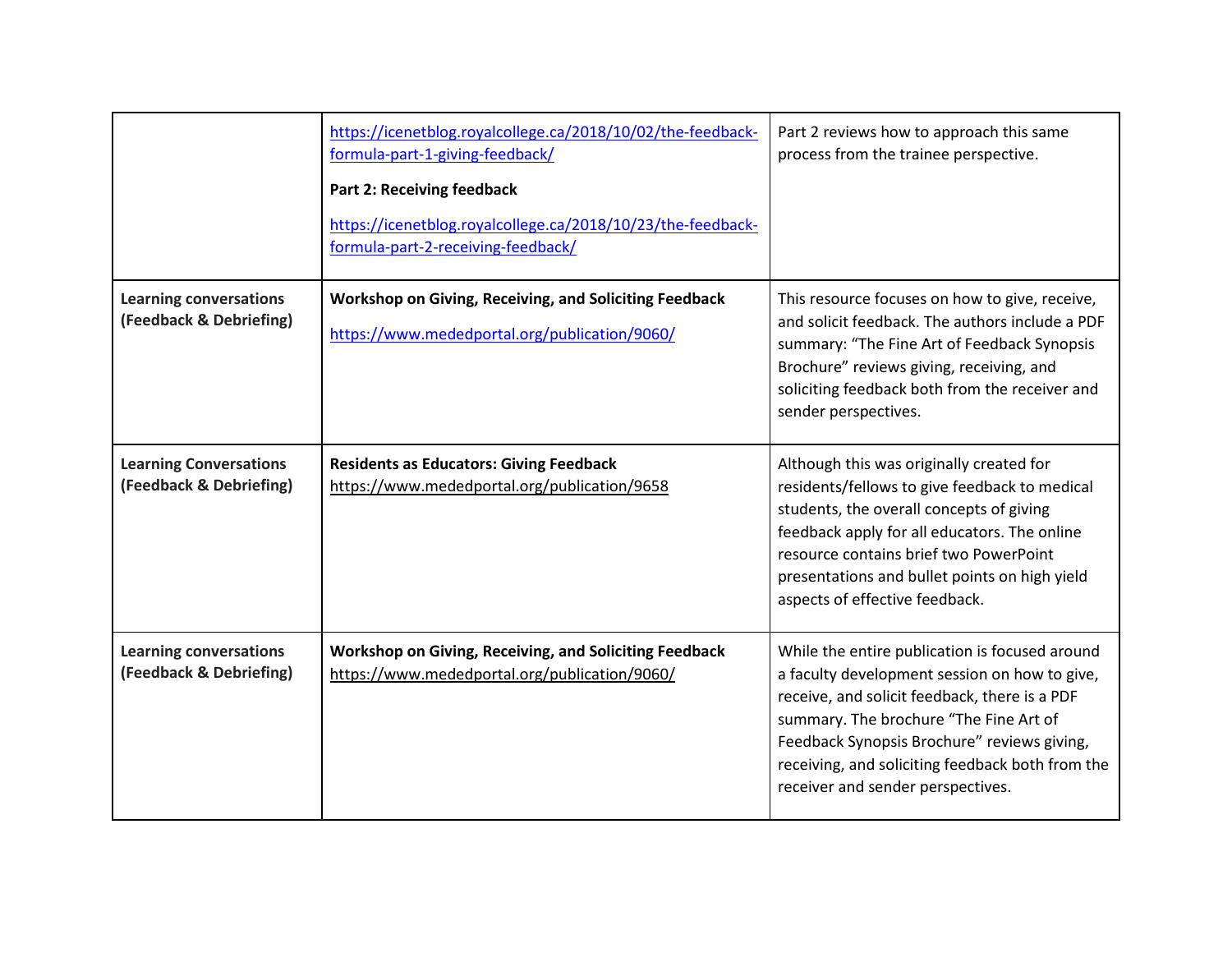| | | |
|---|---|---|
| | https://icenetblog.royalcollege.ca/2018/10/02/the-feedback-formula-part-1-giving-feedback/ <br><br> **Part 2: Receiving feedback** <br><br> https://icenetblog.royalcollege.ca/2018/10/23/the-feedback-formula-part-2-receiving-feedback/ | Part 2 reviews how to approach this same process from the trainee perspective. |
| **Learning conversations (Feedback & Debriefing)** | **Workshop on Giving, Receiving, and Soliciting Feedback** <br><br> https://www.mededportal.org/publication/9060/ | This resource focuses on how to give, receive, and solicit feedback. The authors include a PDF summary: “The Fine Art of Feedback Synopsis Brochure” reviews giving, receiving, and soliciting feedback both from the receiver and sender perspectives. |
| **Learning Conversations (Feedback & Debriefing)** | **Residents as Educators: Giving Feedback** <br> https://www.mededportal.org/publication/9658 | Although this was originally created for residents/fellows to give feedback to medical students, the overall concepts of giving feedback apply for all educators. The online resource contains brief two PowerPoint presentations and bullet points on high yield aspects of effective feedback. |
| **Learning conversations (Feedback & Debriefing)** | **Workshop on Giving, Receiving, and Soliciting Feedback** <br> https://www.mededportal.org/publication/9060/ | While the entire publication is focused around a faculty development session on how to give, receive, and solicit feedback, there is a PDF summary. The brochure “The Fine Art of Feedback Synopsis Brochure” reviews giving, receiving, and soliciting feedback both from the receiver and sender perspectives. |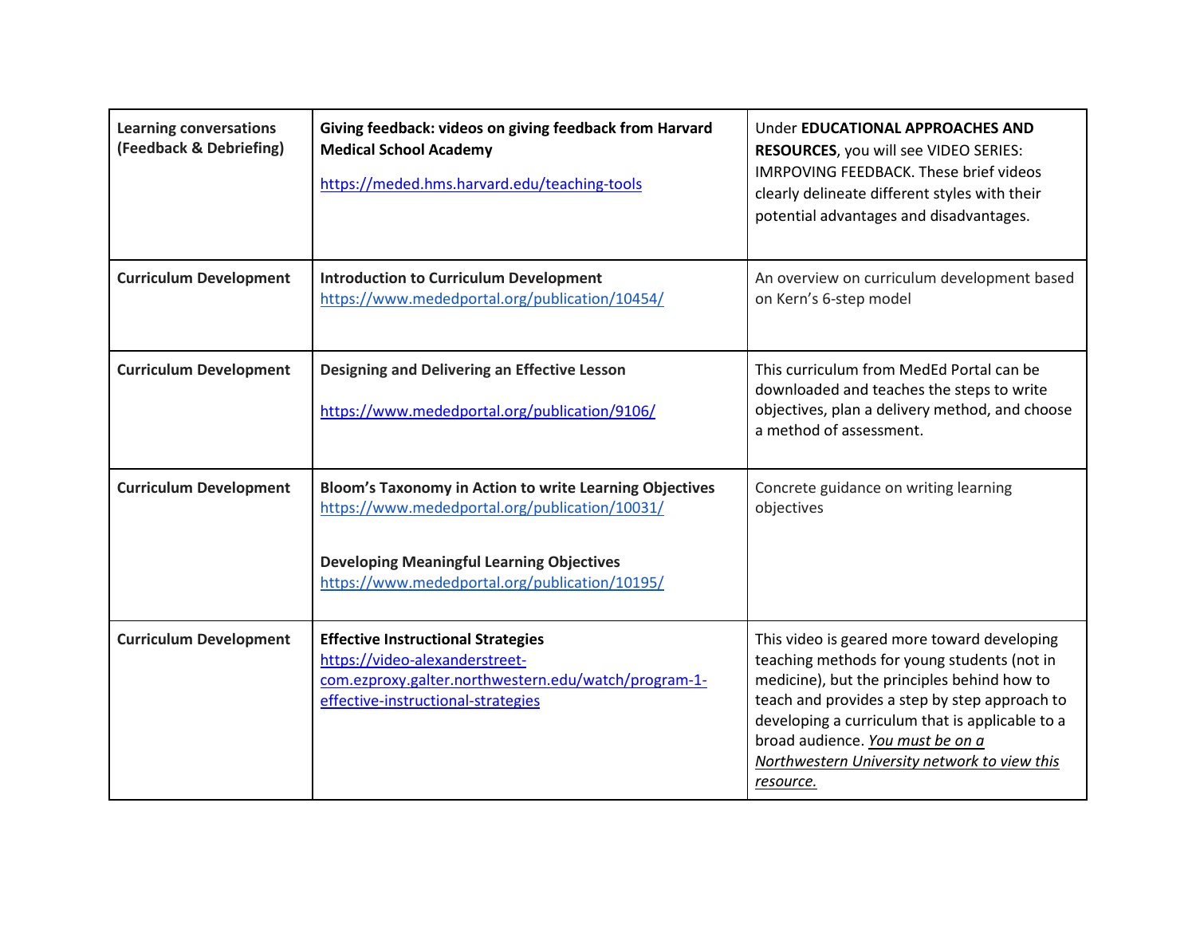| | | |
|---|---|---|
| **Learning conversations (Feedback & Debriefing)** | **Giving feedback: videos on giving feedback from Harvard Medical School Academy**<br><br>https://meded.hms.harvard.edu/teaching-tools | Under **EDUCATIONAL APPROACHES AND RESOURCES**, you will see VIDEO SERIES: IMRPOVING FEEDBACK. These brief videos clearly delineate different styles with their potential advantages and disadvantages. |
| **Curriculum Development** | **Introduction to Curriculum Development**<br>https://www.mededportal.org/publication/10454/ | An overview on curriculum development based on Kern's 6-step model |
| **Curriculum Development** | **Designing and Delivering an Effective Lesson**<br><br>https://www.mededportal.org/publication/9106/ | This curriculum from MedEd Portal can be downloaded and teaches the steps to write objectives, plan a delivery method, and choose a method of assessment. |
| **Curriculum Development** | **Bloom's Taxonomy in Action to write Learning Objectives**<br>https://www.mededportal.org/publication/10031/<br><br>**Developing Meaningful Learning Objectives**<br>https://www.mededportal.org/publication/10195/ | Concrete guidance on writing learning objectives |
| **Curriculum Development** | **Effective Instructional Strategies**<br>https://video-alexanderstreet-com.ezproxy.galter.northwestern.edu/watch/program-1-effective-instructional-strategies | This video is geared more toward developing teaching methods for young students (not in medicine), but the principles behind how to teach and provides a step by step approach to developing a curriculum that is applicable to a broad audience. *You must be on a Northwestern University network to view this resource.* |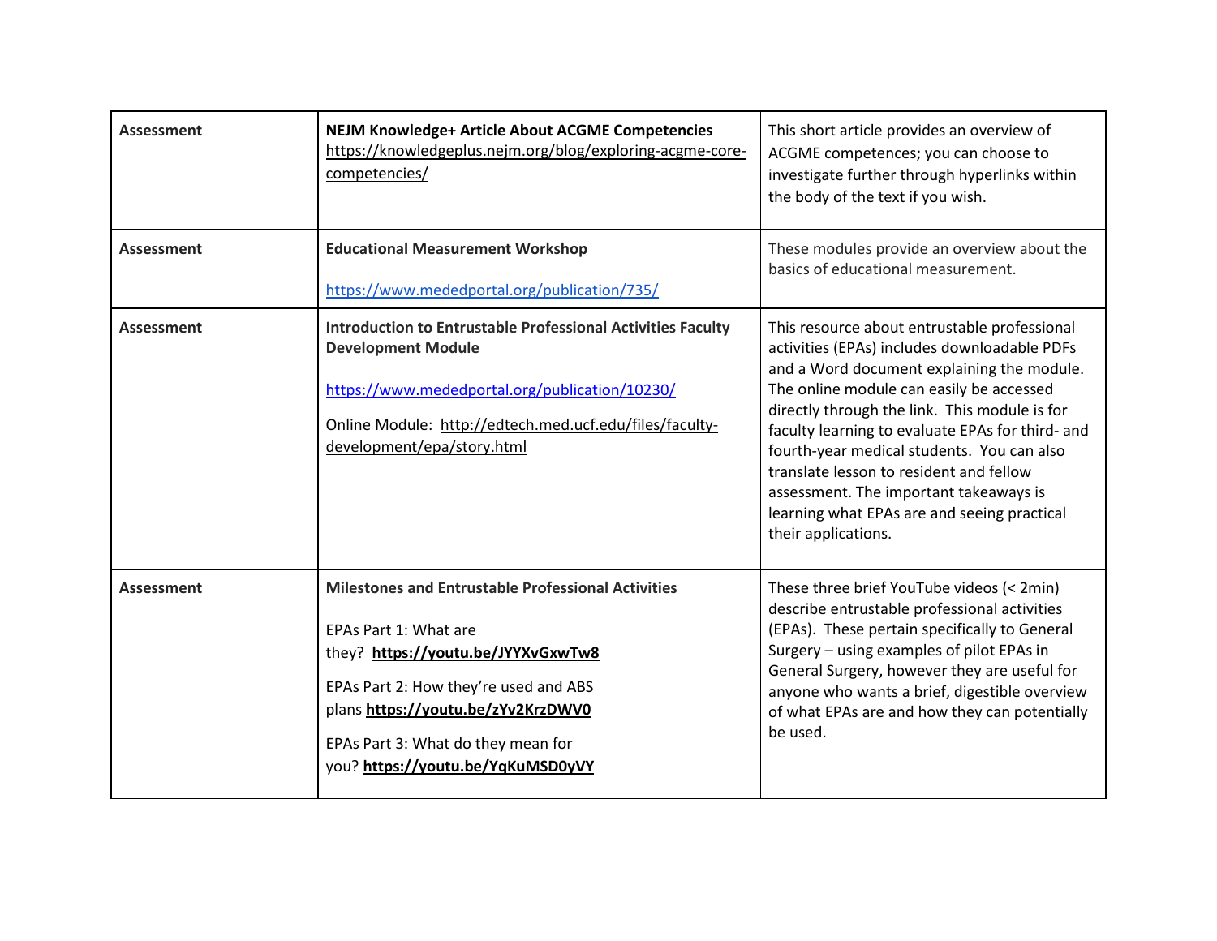| | | |
|---|---|---|
| **Assessment** | **NEJM Knowledge+ Article About ACGME Competencies** https://knowledgeplus.nejm.org/blog/exploring-acgme-core-competencies/ | This short article provides an overview of ACGME competences; you can choose to investigate further through hyperlinks within the body of the text if you wish. |
| **Assessment** | **Educational Measurement Workshop**<br><br>https://www.mededportal.org/publication/735/ | These modules provide an overview about the basics of educational measurement. |
| **Assessment** | **Introduction to Entrustable Professional Activities Faculty Development Module**<br><br>https://www.mededportal.org/publication/10230/<br><br>Online Module: http://edtech.med.ucf.edu/files/faculty-development/epa/story.html | This resource about entrustable professional activities (EPAs) includes downloadable PDFs and a Word document explaining the module. The online module can easily be accessed directly through the link. This module is for faculty learning to evaluate EPAs for third- and fourth-year medical students. You can also translate lesson to resident and fellow assessment. The important takeaways is learning what EPAs are and seeing practical their applications. |
| **Assessment** | **Milestones and Entrustable Professional Activities**<br><br>EPAs Part 1: What are they? **https://youtu.be/JYYXvGxwTw8**<br><br>EPAs Part 2: How they're used and ABS plans **https://youtu.be/zYv2KrzDWV0**<br><br>EPAs Part 3: What do they mean for you? **https://youtu.be/YqKuMSD0yVY** | These three brief YouTube videos (< 2min) describe entrustable professional activities (EPAs). These pertain specifically to General Surgery – using examples of pilot EPAs in General Surgery, however they are useful for anyone who wants a brief, digestible overview of what EPAs are and how they can potentially be used. |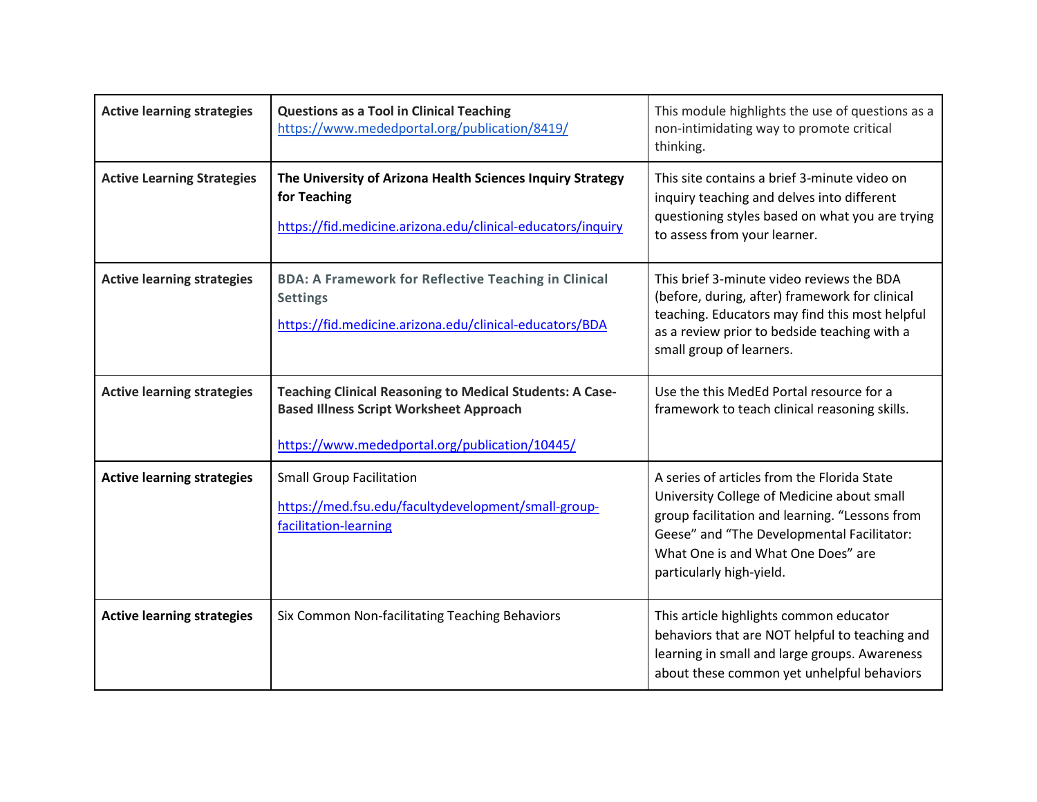| | | |
|---|---|---|
| **Active learning strategies** | **Questions as a Tool in Clinical Teaching** https://www.mededportal.org/publication/8419/ | This module highlights the use of questions as a non-intimidating way to promote critical thinking. |
| **Active Learning Strategies** | **The University of Arizona Health Sciences Inquiry Strategy for Teaching** https://fid.medicine.arizona.edu/clinical-educators/inquiry | This site contains a brief 3-minute video on inquiry teaching and delves into different questioning styles based on what you are trying to assess from your learner. |
| **Active learning strategies** | **BDA: A Framework for Reflective Teaching in Clinical Settings** https://fid.medicine.arizona.edu/clinical-educators/BDA | This brief 3-minute video reviews the BDA (before, during, after) framework for clinical teaching. Educators may find this most helpful as a review prior to bedside teaching with a small group of learners. |
| **Active learning strategies** | **Teaching Clinical Reasoning to Medical Students: A Case-Based Illness Script Worksheet Approach** https://www.mededportal.org/publication/10445/ | Use the this MedEd Portal resource for a framework to teach clinical reasoning skills. |
| **Active learning strategies** | Small Group Facilitation https://med.fsu.edu/facultydevelopment/small-group-facilitation-learning | A series of articles from the Florida State University College of Medicine about small group facilitation and learning. "Lessons from Geese" and "The Developmental Facilitator: What One is and What One Does" are particularly high-yield. |
| **Active learning strategies** | Six Common Non-facilitating Teaching Behaviors | This article highlights common educator behaviors that are NOT helpful to teaching and learning in small and large groups. Awareness about these common yet unhelpful behaviors |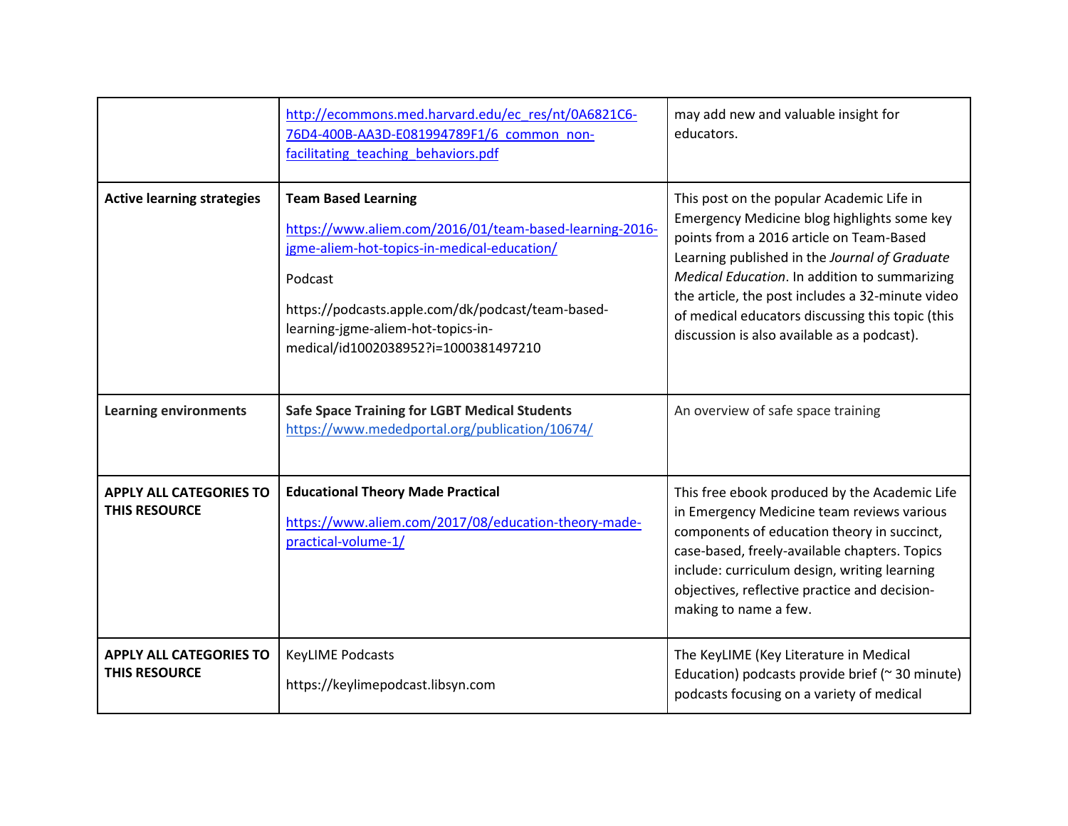| | | |
|---|---|---|
| | http://ecommons.med.harvard.edu/ec_res/nt/0A6821C6-76D4-400B-AA3D-E081994789F1/6_common_non-facilitating_teaching_behaviors.pdf | may add new and valuable insight for educators. |
| **Active learning strategies** | **Team Based Learning** <br><br> https://www.aliem.com/2016/01/team-based-learning-2016-jgme-aliem-hot-topics-in-medical-education/ <br><br> Podcast <br><br> https://podcasts.apple.com/dk/podcast/team-based-learning-jgme-aliem-hot-topics-in-medical/id1002038952?i=1000381497210 | This post on the popular Academic Life in Emergency Medicine blog highlights some key points from a 2016 article on Team-Based Learning published in the *Journal of Graduate Medical Education*. In addition to summarizing the article, the post includes a 32-minute video of medical educators discussing this topic (this discussion is also available as a podcast). |
| **Learning environments** | **Safe Space Training for LGBT Medical Students** <br> https://www.mededportal.org/publication/10674/ | An overview of safe space training |
| **APPLY ALL CATEGORIES TO THIS RESOURCE** | **Educational Theory Made Practical** <br><br> https://www.aliem.com/2017/08/education-theory-made-practical-volume-1/ | This free ebook produced by the Academic Life in Emergency Medicine team reviews various components of education theory in succinct, case-based, freely-available chapters. Topics include: curriculum design, writing learning objectives, reflective practice and decision-making to name a few. |
| **APPLY ALL CATEGORIES TO THIS RESOURCE** | KeyLIME Podcasts <br><br> https://keylimepodcast.libsyn.com | The KeyLIME (Key Literature in Medical Education) podcasts provide brief (~ 30 minute) podcasts focusing on a variety of medical |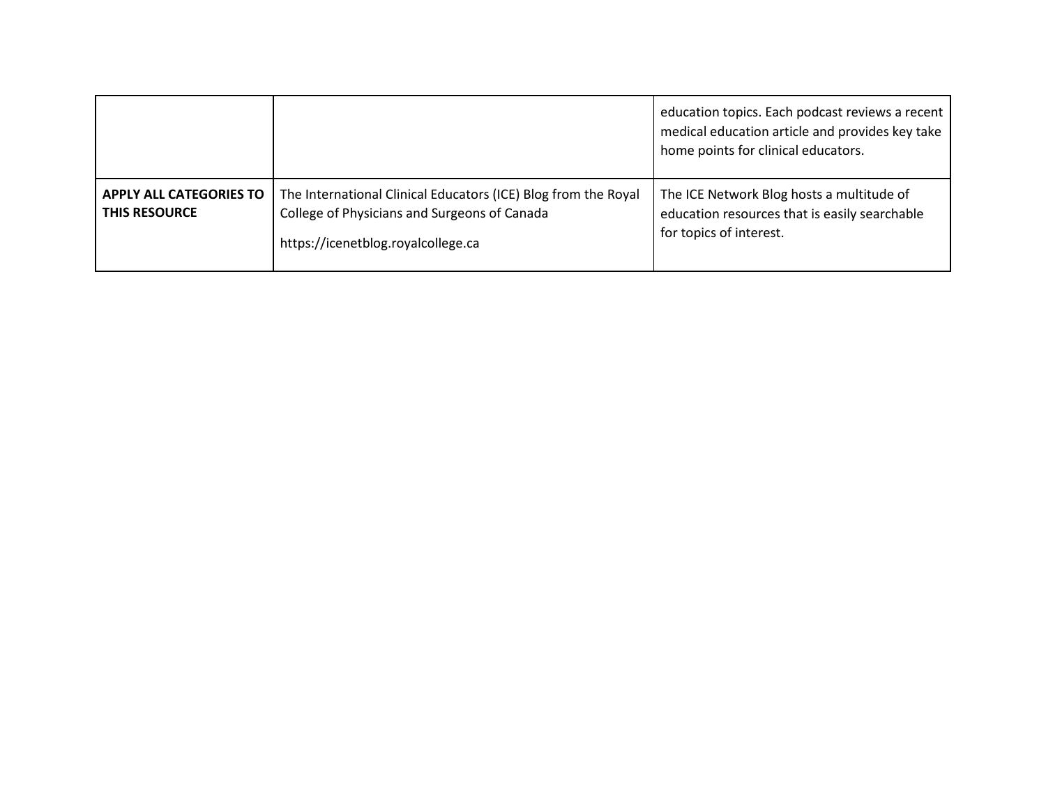| | | |
|---|---|---|
| | | education topics. Each podcast reviews a recent medical education article and provides key take home points for clinical educators. |
| **APPLY ALL CATEGORIES TO THIS RESOURCE** | The International Clinical Educators (ICE) Blog from the Royal College of Physicians and Surgeons of Canada<br><br>https://icenetblog.royalcollege.ca | The ICE Network Blog hosts a multitude of education resources that is easily searchable for topics of interest. |